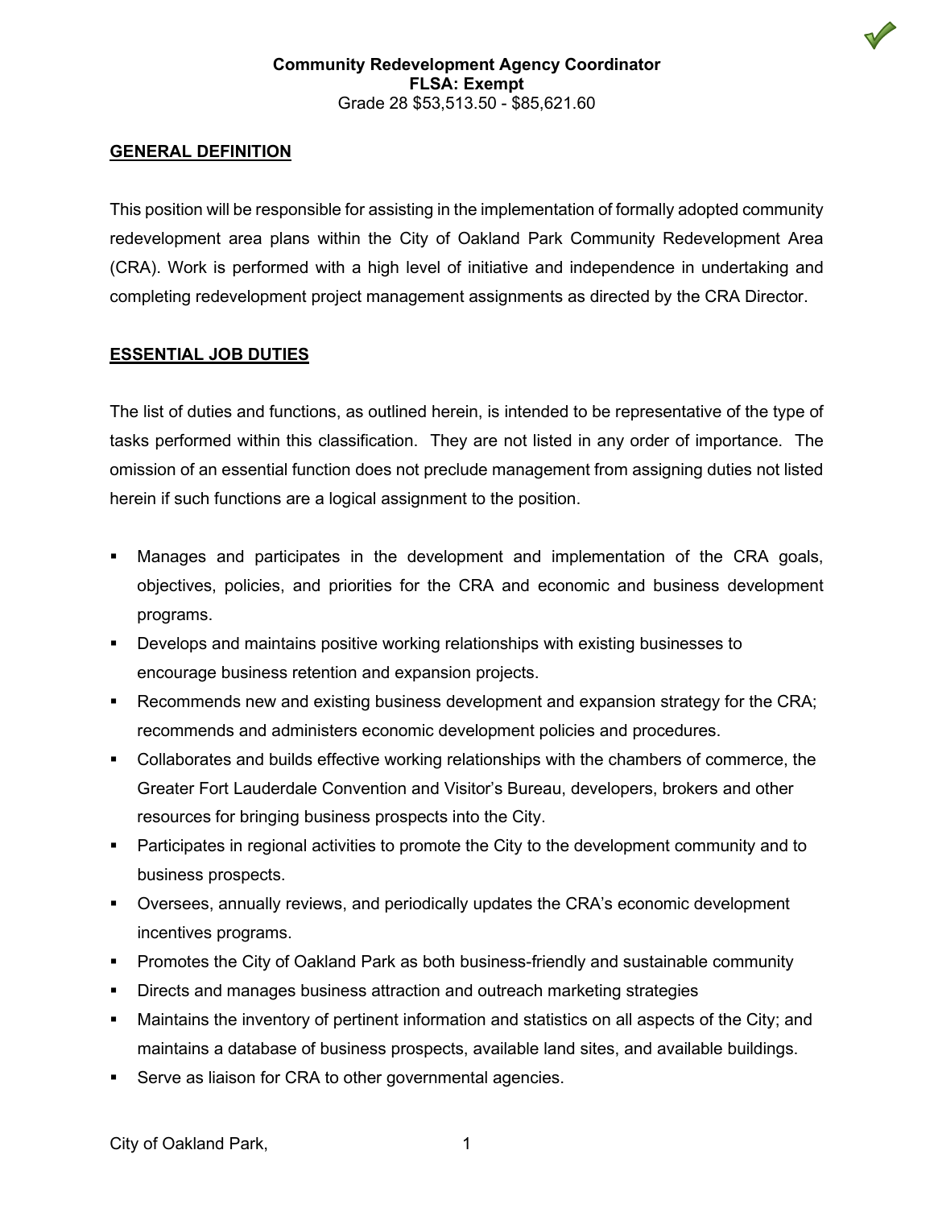**Community Redevelopment Agency Coordinator**
**FLSA: Exempt**
Grade 28 $53,513.50 - $85,621.60

## GENERAL DEFINITION

This position will be responsible for assisting in the implementation of formally adopted community redevelopment area plans within the City of Oakland Park Community Redevelopment Area (CRA). Work is performed with a high level of initiative and independence in undertaking and completing redevelopment project management assignments as directed by the CRA Director.

## ESSENTIAL JOB DUTIES

The list of duties and functions, as outlined herein, is intended to be representative of the type of tasks performed within this classification. They are not listed in any order of importance. The omission of an essential function does not preclude management from assigning duties not listed herein if such functions are a logical assignment to the position.

- Manages and participates in the development and implementation of the CRA goals, objectives, policies, and priorities for the CRA and economic and business development programs.
- Develops and maintains positive working relationships with existing businesses to encourage business retention and expansion projects.
- Recommends new and existing business development and expansion strategy for the CRA; recommends and administers economic development policies and procedures.
- Collaborates and builds effective working relationships with the chambers of commerce, the Greater Fort Lauderdale Convention and Visitor's Bureau, developers, brokers and other resources for bringing business prospects into the City.
- Participates in regional activities to promote the City to the development community and to business prospects.
- Oversees, annually reviews, and periodically updates the CRA's economic development incentives programs.
- Promotes the City of Oakland Park as both business-friendly and sustainable community
- Directs and manages business attraction and outreach marketing strategies
- Maintains the inventory of pertinent information and statistics on all aspects of the City; and maintains a database of business prospects, available land sites, and available buildings.
- Serve as liaison for CRA to other governmental agencies.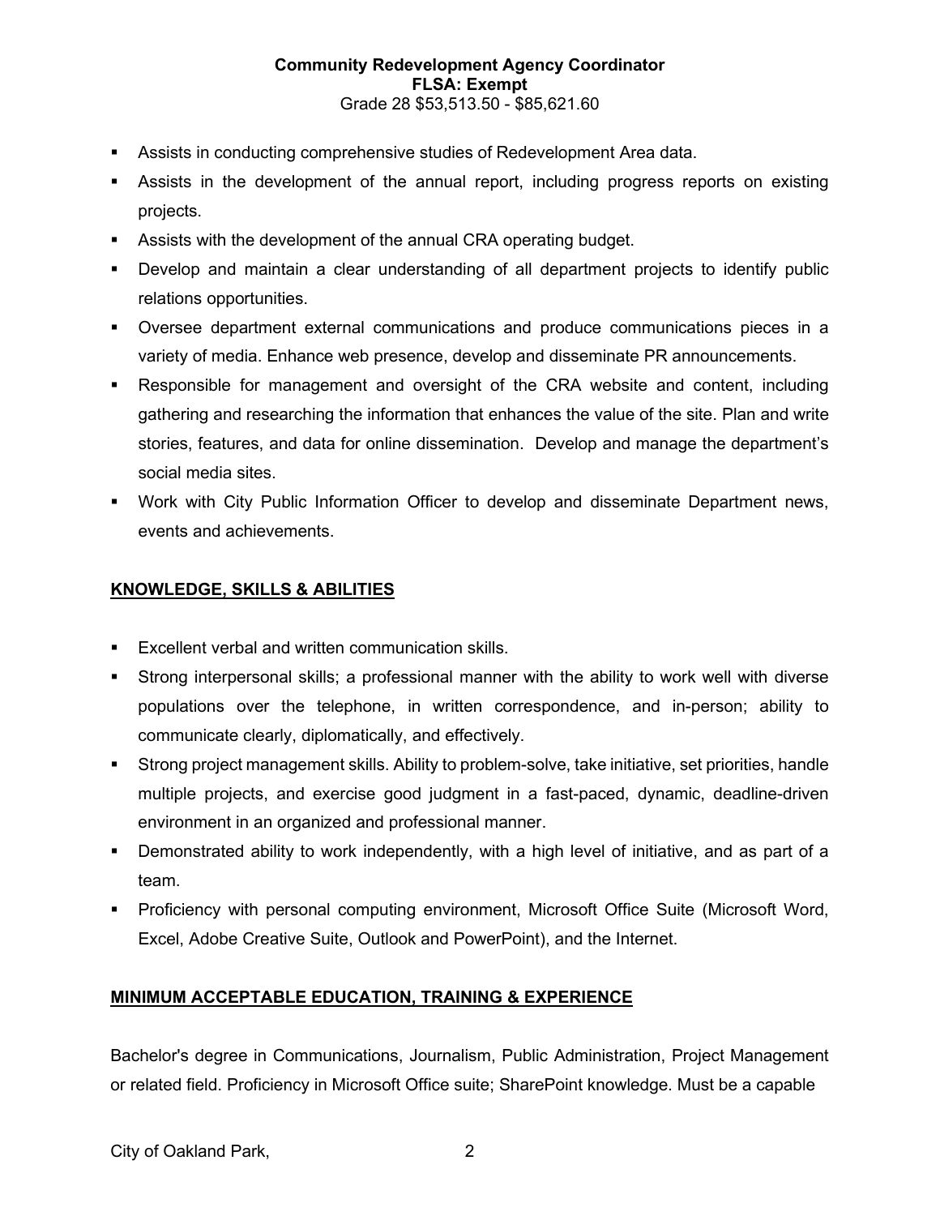- Assists in conducting comprehensive studies of Redevelopment Area data.
- Assists in the development of the annual report, including progress reports on existing projects.
- Assists with the development of the annual CRA operating budget.
- Develop and maintain a clear understanding of all department projects to identify public relations opportunities.
- Oversee department external communications and produce communications pieces in a variety of media. Enhance web presence, develop and disseminate PR announcements.
- Responsible for management and oversight of the CRA website and content, including gathering and researching the information that enhances the value of the site. Plan and write stories, features, and data for online dissemination. Develop and manage the department's social media sites.
- Work with City Public Information Officer to develop and disseminate Department news, events and achievements.

## KNOWLEDGE, SKILLS & ABILITIES

- Excellent verbal and written communication skills.
- Strong interpersonal skills; a professional manner with the ability to work well with diverse populations over the telephone, in written correspondence, and in-person; ability to communicate clearly, diplomatically, and effectively.
- Strong project management skills. Ability to problem-solve, take initiative, set priorities, handle multiple projects, and exercise good judgment in a fast-paced, dynamic, deadline-driven environment in an organized and professional manner.
- Demonstrated ability to work independently, with a high level of initiative, and as part of a team.
- Proficiency with personal computing environment, Microsoft Office Suite (Microsoft Word, Excel, Adobe Creative Suite, Outlook and PowerPoint), and the Internet.

## MINIMUM ACCEPTABLE EDUCATION, TRAINING & EXPERIENCE

Bachelor's degree in Communications, Journalism, Public Administration, Project Management or related field. Proficiency in Microsoft Office suite; SharePoint knowledge. Must be a capable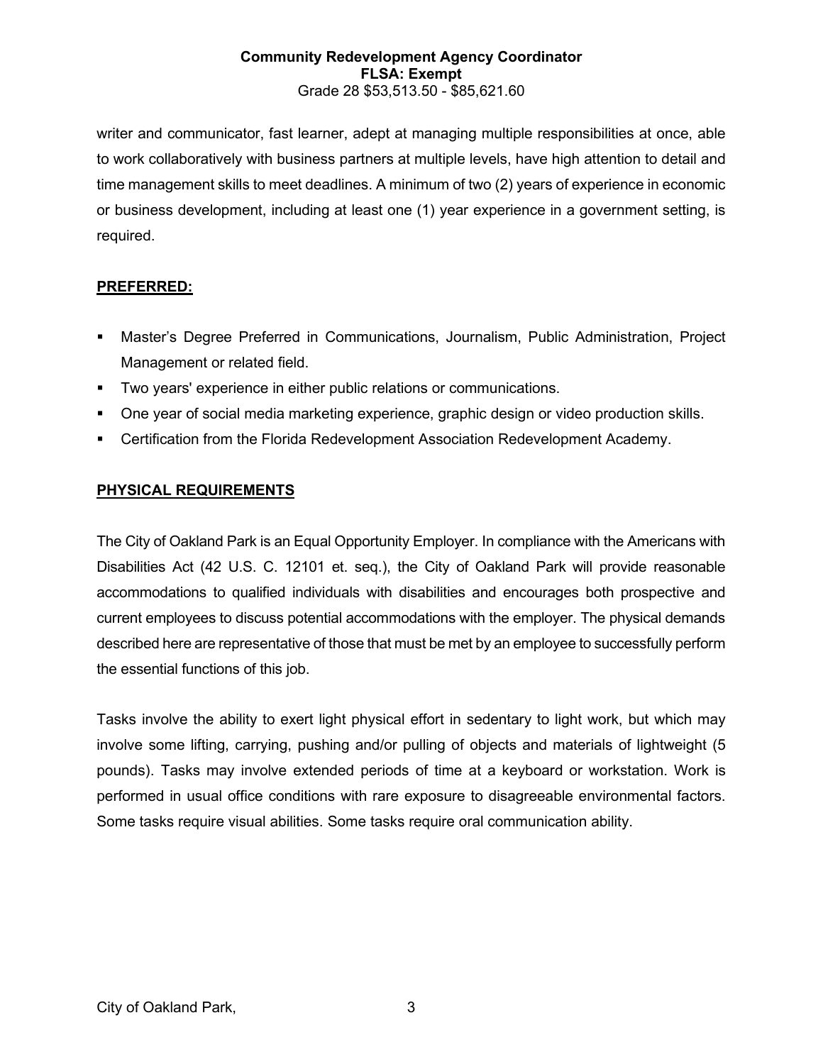writer and communicator, fast learner, adept at managing multiple responsibilities at once, able to work collaboratively with business partners at multiple levels, have high attention to detail and time management skills to meet deadlines. A minimum of two (2) years of experience in economic or business development, including at least one (1) year experience in a government setting, is required.

## PREFERRED:

- Master's Degree Preferred in Communications, Journalism, Public Administration, Project Management or related field.
- Two years' experience in either public relations or communications.
- One year of social media marketing experience, graphic design or video production skills.
- Certification from the Florida Redevelopment Association Redevelopment Academy.

## PHYSICAL REQUIREMENTS

The City of Oakland Park is an Equal Opportunity Employer. In compliance with the Americans with Disabilities Act (42 U.S. C. 12101 et. seq.), the City of Oakland Park will provide reasonable accommodations to qualified individuals with disabilities and encourages both prospective and current employees to discuss potential accommodations with the employer. The physical demands described here are representative of those that must be met by an employee to successfully perform the essential functions of this job.

Tasks involve the ability to exert light physical effort in sedentary to light work, but which may involve some lifting, carrying, pushing and/or pulling of objects and materials of lightweight (5 pounds). Tasks may involve extended periods of time at a keyboard or workstation. Work is performed in usual office conditions with rare exposure to disagreeable environmental factors. Some tasks require visual abilities. Some tasks require oral communication ability.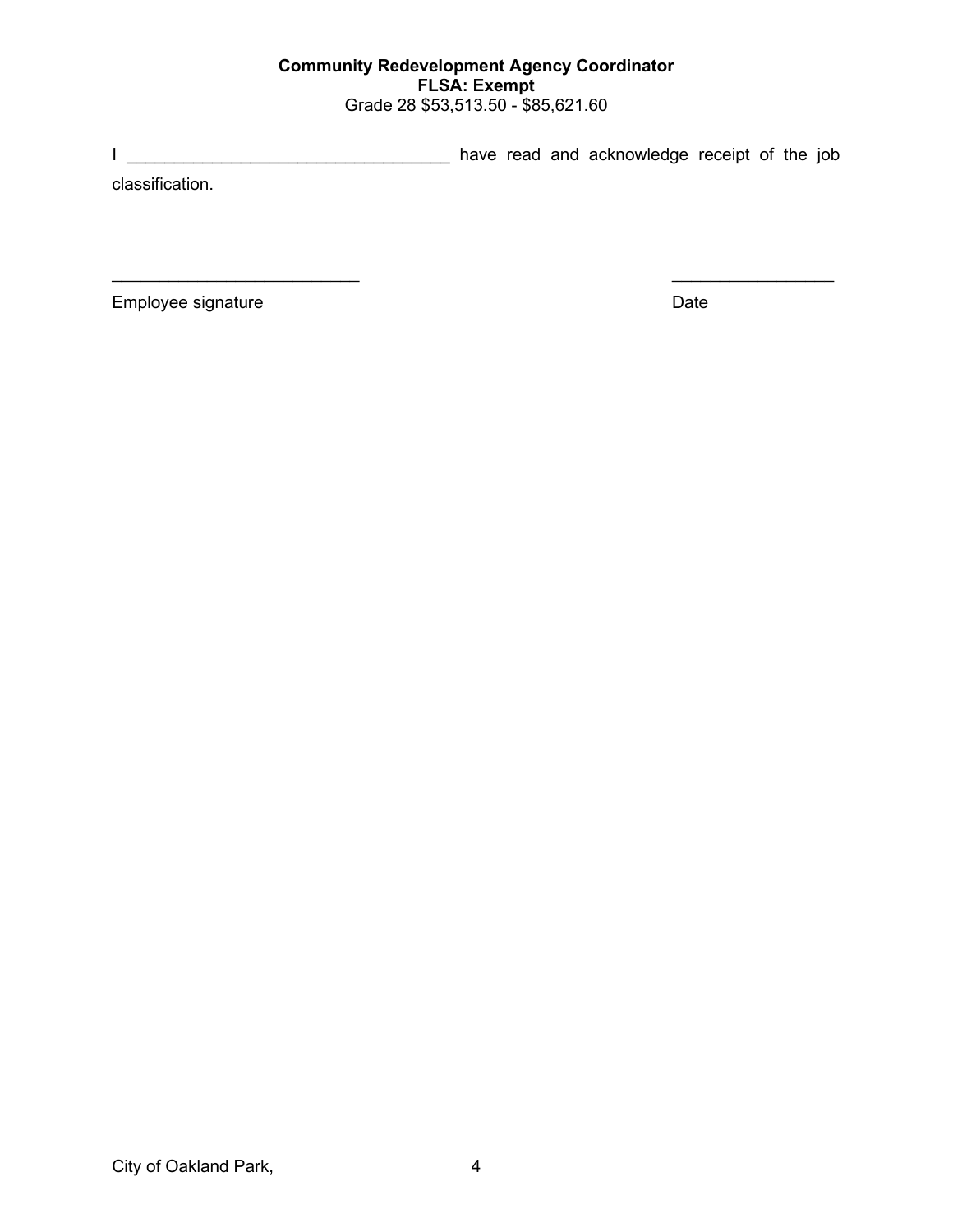**Community Redevelopment Agency Coordinator**
**FLSA: Exempt**
Grade 28 $53,513.50 - $85,621.60

I ________________________________ have read and acknowledge receipt of the job classification.

_________________________ _______________

Employee signature Date